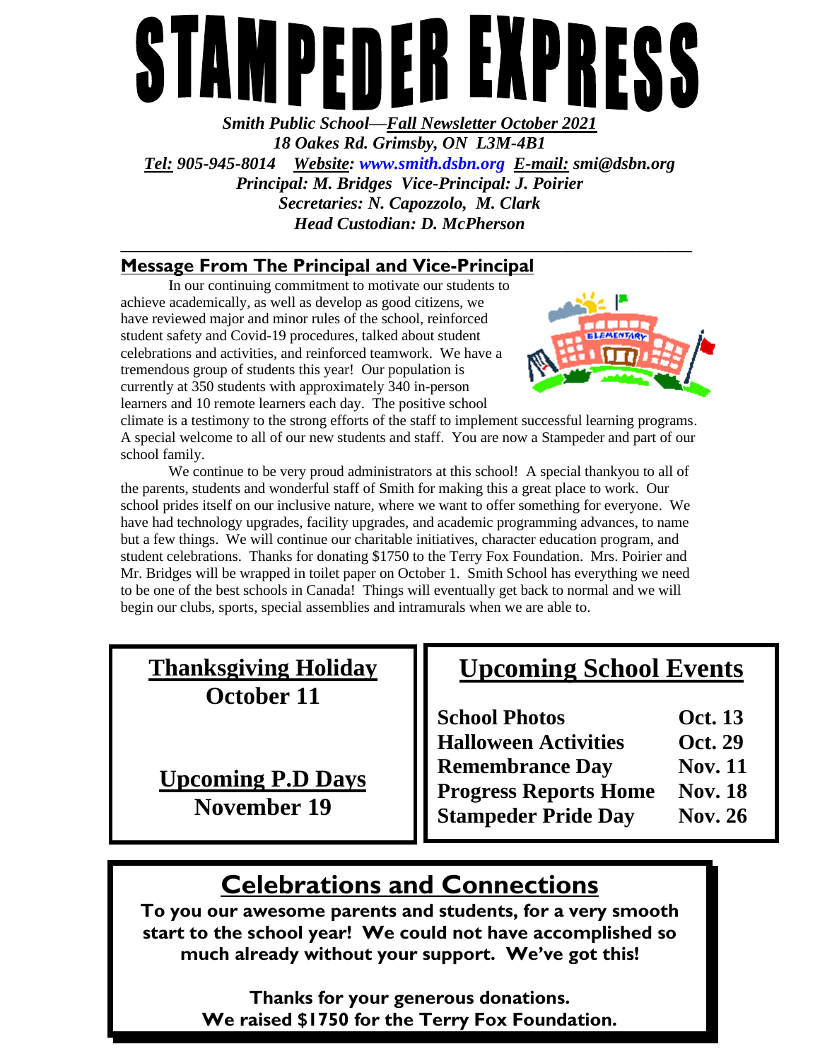# STAMPEDER EXPRESS

***Smith Public School—Fall Newsletter October 2021***
***18 Oakes Rd. Grimsby, ON L3M-4B1***
***Tel: 905-945-8014 Website: www.smith.dsbn.org E-mail: smi@dsbn.org***
***Principal: M. Bridges Vice-Principal: J. Poirier***
***Secretaries: N. Capozzolo, M. Clark***
***Head Custodian: D. McPherson***

## Message From The Principal and Vice-Principal

In our continuing commitment to motivate our students to achieve academically, as well as develop as good citizens, we have reviewed major and minor rules of the school, reinforced student safety and Covid-19 procedures, talked about student celebrations and activities, and reinforced teamwork. We have a tremendous group of students this year! Our population is currently at 350 students with approximately 340 in-person learners and 10 remote learners each day. The positive school climate is a testimony to the strong efforts of the staff to implement successful learning programs. A special welcome to all of our new students and staff. You are now a Stampeder and part of our school family.

We continue to be very proud administrators at this school! A special thankyou to all of the parents, students and wonderful staff of Smith for making this a great place to work. Our school prides itself on our inclusive nature, where we want to offer something for everyone. We have had technology upgrades, facility upgrades, and academic programming advances, to name but a few things. We will continue our charitable initiatives, character education program, and student celebrations. Thanks for donating $1750 to the Terry Fox Foundation. Mrs. Poirier and Mr. Bridges will be wrapped in toilet paper on October 1. Smith School has everything we need to be one of the best schools in Canada! Things will eventually get back to normal and we will begin our clubs, sports, special assemblies and intramurals when we are able to.

## Thanksgiving Holiday
**October 11**

## Upcoming P.D Days
**November 19**

## Upcoming School Events

| Event | Date |
|---|---|
| **School Photos** | **Oct. 13** |
| **Halloween Activities** | **Oct. 29** |
| **Remembrance Day** | **Nov. 11** |
| **Progress Reports Home** | **Nov. 18** |
| **Stampeder Pride Day** | **Nov. 26** |

## Celebrations and Connections

**To you our awesome parents and students, for a very smooth start to the school year! We could not have accomplished so much already without your support. We've got this!**

**Thanks for your generous donations.**
**We raised $1750 for the Terry Fox Foundation.**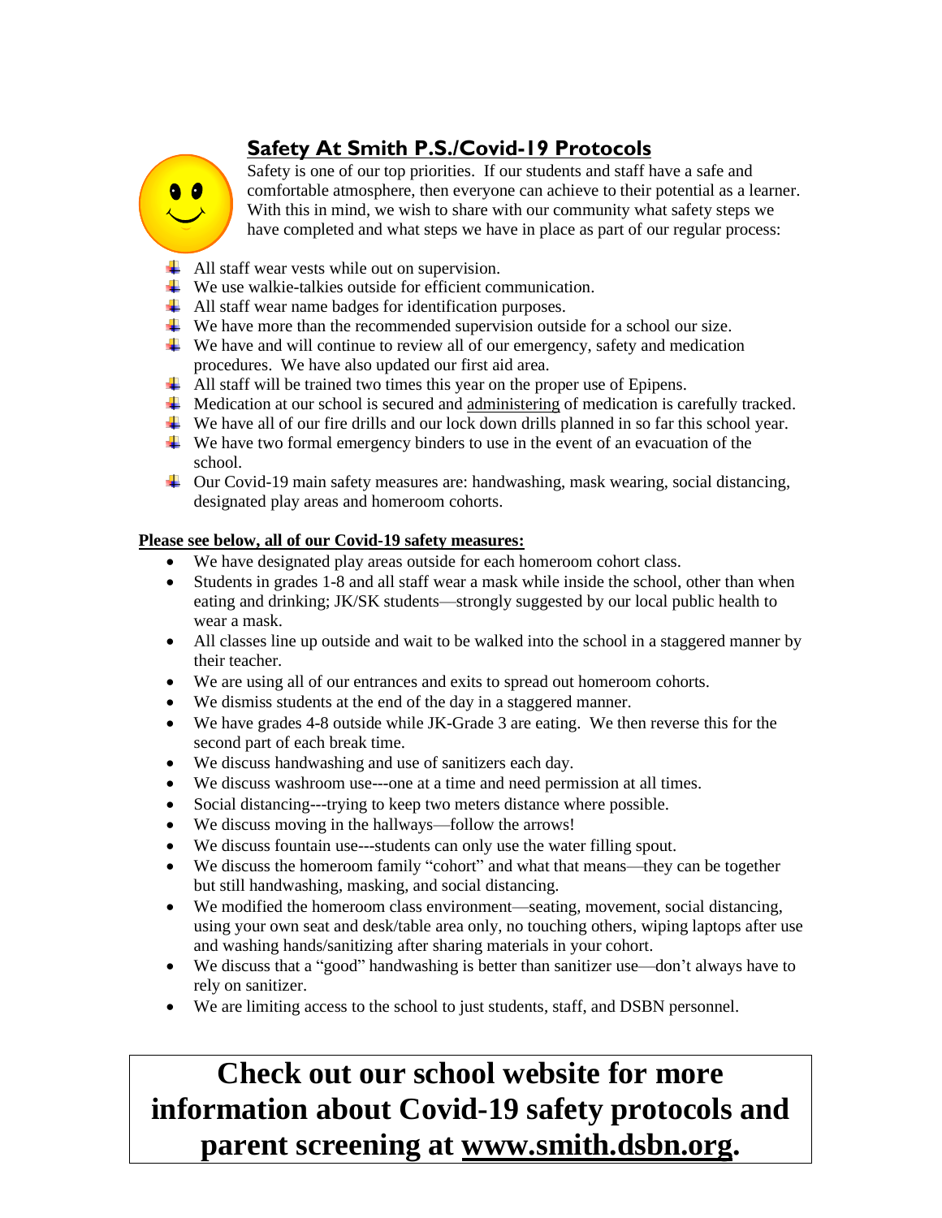## Safety At Smith P.S./Covid-19 Protocols

Safety is one of our top priorities. If our students and staff have a safe and comfortable atmosphere, then everyone can achieve to their potential as a learner. With this in mind, we wish to share with our community what safety steps we have completed and what steps we have in place as part of our regular process:

- All staff wear vests while out on supervision.
- We use walkie-talkies outside for efficient communication.
- All staff wear name badges for identification purposes.
- We have more than the recommended supervision outside for a school our size.
- We have and will continue to review all of our emergency, safety and medication procedures. We have also updated our first aid area.
- All staff will be trained two times this year on the proper use of Epipens.
- Medication at our school is secured and administering of medication is carefully tracked.
- We have all of our fire drills and our lock down drills planned in so far this school year.
- We have two formal emergency binders to use in the event of an evacuation of the school.
- Our Covid-19 main safety measures are: handwashing, mask wearing, social distancing, designated play areas and homeroom cohorts.

**Please see below, all of our Covid-19 safety measures:**

- We have designated play areas outside for each homeroom cohort class.
- Students in grades 1-8 and all staff wear a mask while inside the school, other than when eating and drinking; JK/SK students—strongly suggested by our local public health to wear a mask.
- All classes line up outside and wait to be walked into the school in a staggered manner by their teacher.
- We are using all of our entrances and exits to spread out homeroom cohorts.
- We dismiss students at the end of the day in a staggered manner.
- We have grades 4-8 outside while JK-Grade 3 are eating. We then reverse this for the second part of each break time.
- We discuss handwashing and use of sanitizers each day.
- We discuss washroom use---one at a time and need permission at all times.
- Social distancing---trying to keep two meters distance where possible.
- We discuss moving in the hallways—follow the arrows!
- We discuss fountain use---students can only use the water filling spout.
- We discuss the homeroom family "cohort" and what that means—they can be together but still handwashing, masking, and social distancing.
- We modified the homeroom class environment—seating, movement, social distancing, using your own seat and desk/table area only, no touching others, wiping laptops after use and washing hands/sanitizing after sharing materials in your cohort.
- We discuss that a "good" handwashing is better than sanitizer use—don't always have to rely on sanitizer.
- We are limiting access to the school to just students, staff, and DSBN personnel.

**Check out our school website for more information about Covid-19 safety protocols and parent screening at www.smith.dsbn.org.**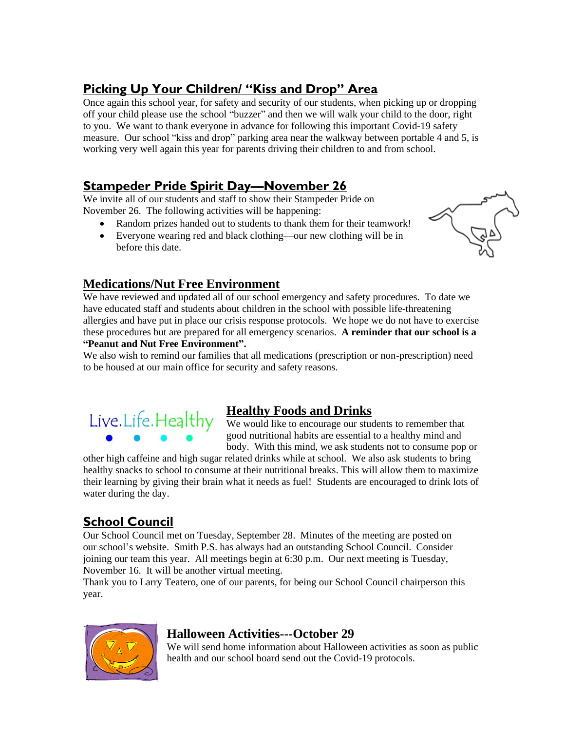## Picking Up Your Children/ "Kiss and Drop" Area

Once again this school year, for safety and security of our students, when picking up or dropping off your child please use the school "buzzer" and then we will walk your child to the door, right to you. We want to thank everyone in advance for following this important Covid-19 safety measure. Our school "kiss and drop" parking area near the walkway between portable 4 and 5, is working very well again this year for parents driving their children to and from school.

## Stampeder Pride Spirit Day—November 26

We invite all of our students and staff to show their Stampeder Pride on November 26. The following activities will be happening:

- Random prizes handed out to students to thank them for their teamwork!
- Everyone wearing red and black clothing—our new clothing will be in before this date.

## Medications/Nut Free Environment

We have reviewed and updated all of our school emergency and safety procedures. To date we have educated staff and students about children in the school with possible life-threatening allergies and have put in place our crisis response protocols. We hope we do not have to exercise these procedures but are prepared for all emergency scenarios. **A reminder that our school is a "Peanut and Nut Free Environment".**

We also wish to remind our families that all medications (prescription or non-prescription) need to be housed at our main office for security and safety reasons.

Live.Life.Healthy

## Healthy Foods and Drinks

We would like to encourage our students to remember that good nutritional habits are essential to a healthy mind and body. With this mind, we ask students not to consume pop or other high caffeine and high sugar related drinks while at school. We also ask students to bring healthy snacks to school to consume at their nutritional breaks. This will allow them to maximize their learning by giving their brain what it needs as fuel! Students are encouraged to drink lots of water during the day.

## School Council

Our School Council met on Tuesday, September 28. Minutes of the meeting are posted on our school's website. Smith P.S. has always had an outstanding School Council. Consider joining our team this year. All meetings begin at 6:30 p.m. Our next meeting is Tuesday, November 16. It will be another virtual meeting.

Thank you to Larry Teatero, one of our parents, for being our School Council chairperson this year.

## Halloween Activities---October 29

We will send home information about Halloween activities as soon as public health and our school board send out the Covid-19 protocols.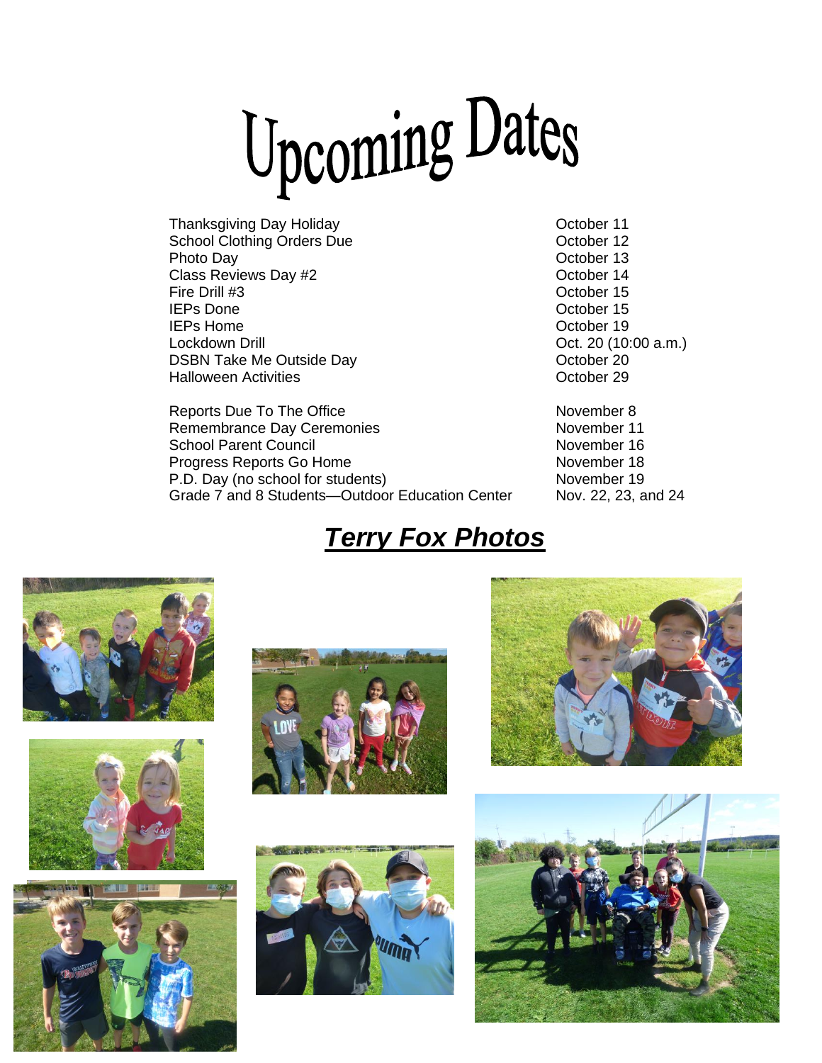# Upcoming Dates

| | |
|---|---|
| Thanksgiving Day Holiday | October 11 |
| School Clothing Orders Due | October 12 |
| Photo Day | October 13 |
| Class Reviews Day #2 | October 14 |
| Fire Drill #3 | October 15 |
| IEPs Done | October 15 |
| IEPs Home | October 19 |
| Lockdown Drill | Oct. 20 (10:00 a.m.) |
| DSBN Take Me Outside Day | October 20 |
| Halloween Activities | October 29 |
| | |
| Reports Due To The Office | November 8 |
| Remembrance Day Ceremonies | November 11 |
| School Parent Council | November 16 |
| Progress Reports Go Home | November 18 |
| P.D. Day (no school for students) | November 19 |
| Grade 7 and 8 Students—Outdoor Education Center | Nov. 22, 23, and 24 |

## ***Terry Fox Photos***